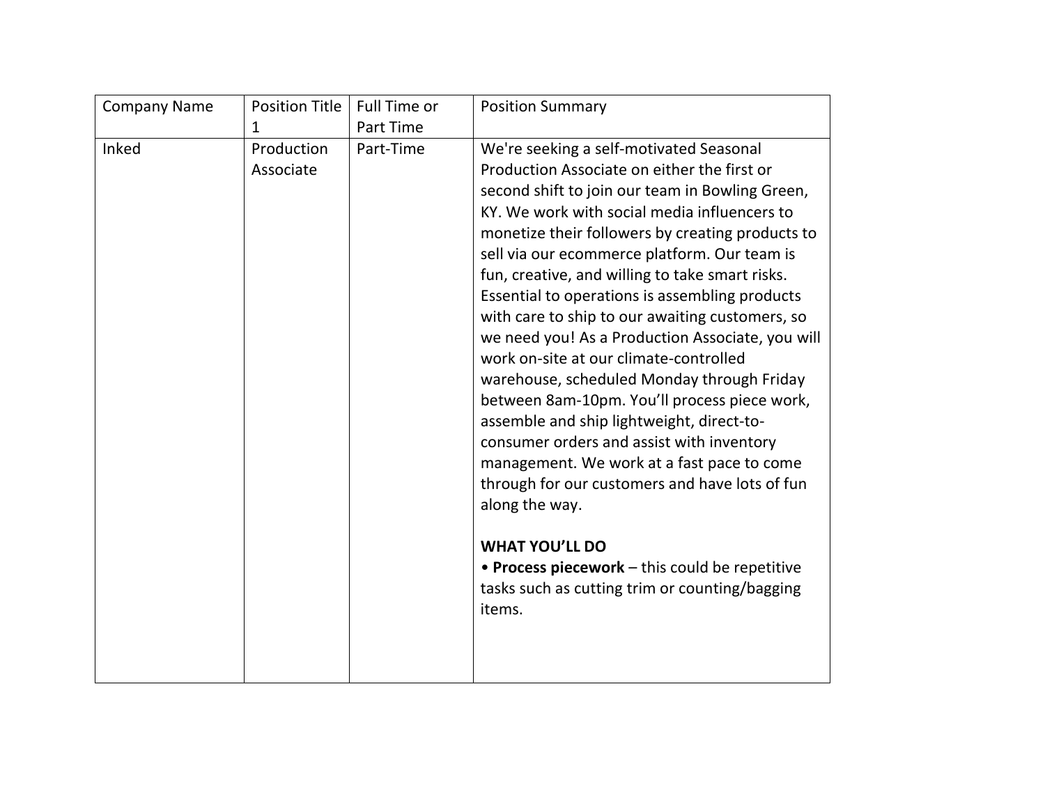| Company Name | Position Title 1 | Full Time or Part Time | Position Summary |
| --- | --- | --- | --- |
| Inked | Production Associate | Part-Time | We're seeking a self-motivated Seasonal Production Associate on either the first or second shift to join our team in Bowling Green, KY. We work with social media influencers to monetize their followers by creating products to sell via our ecommerce platform. Our team is fun, creative, and willing to take smart risks. Essential to operations is assembling products with care to ship to our awaiting customers, so we need you! As a Production Associate, you will work on-site at our climate-controlled warehouse, scheduled Monday through Friday between 8am-10pm. You'll process piece work, assemble and ship lightweight, direct-to-consumer orders and assist with inventory management. We work at a fast pace to come through for our customers and have lots of fun along the way.<br><br>**WHAT YOU'LL DO**<br>• **Process piecework** – this could be repetitive tasks such as cutting trim or counting/bagging items. |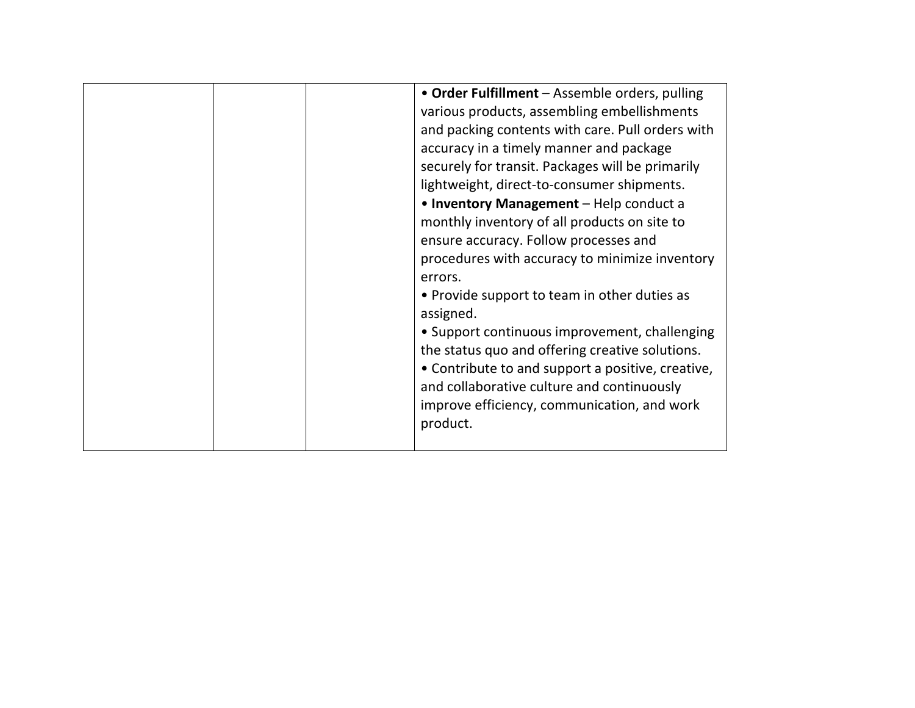| | | | |
|---|---|---|---|
| | | | • **Order Fulfillment** – Assemble orders, pulling various products, assembling embellishments and packing contents with care. Pull orders with accuracy in a timely manner and package securely for transit. Packages will be primarily lightweight, direct-to-consumer shipments.<br>• **Inventory Management** – Help conduct a monthly inventory of all products on site to ensure accuracy. Follow processes and procedures with accuracy to minimize inventory errors.<br>• Provide support to team in other duties as assigned.<br>• Support continuous improvement, challenging the status quo and offering creative solutions.<br>• Contribute to and support a positive, creative, and collaborative culture and continuously improve efficiency, communication, and work product. |